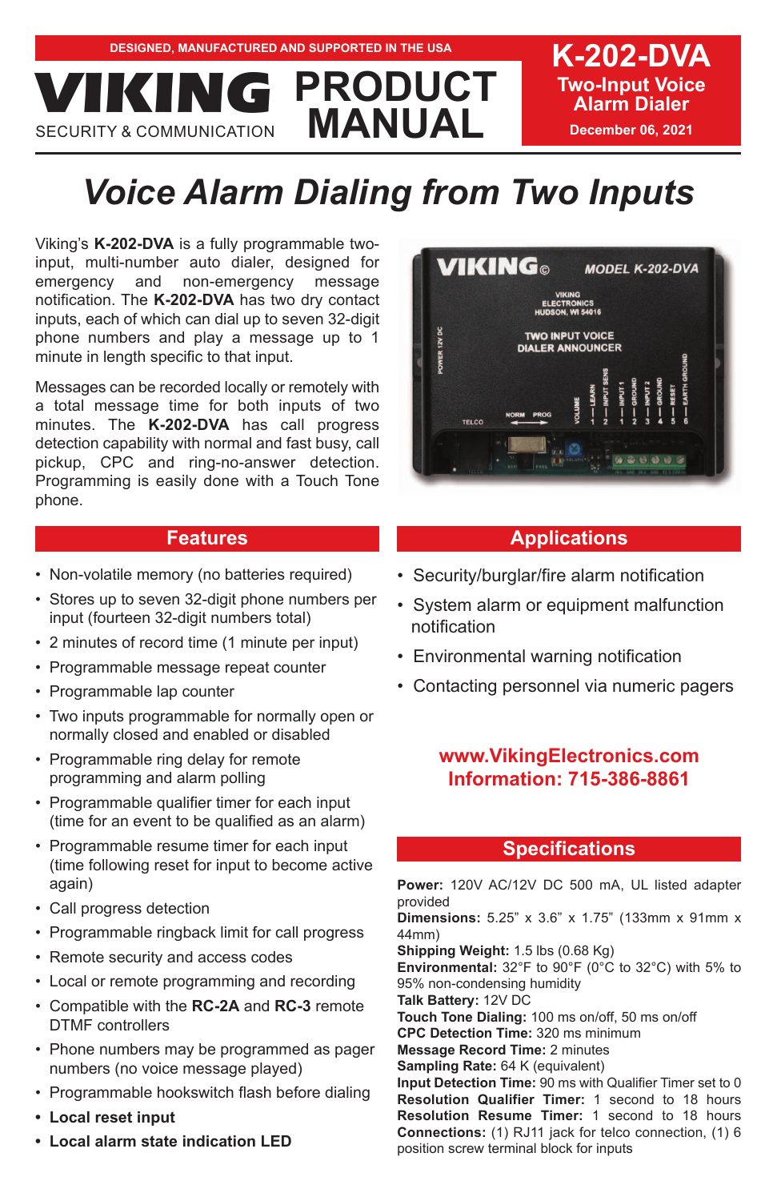DESIGNED, MANUFACTURED AND SUPPORTED IN THE USA

# VIKING PRODUCT MANUAL

SECURITY & COMMUNICATION

**K-202-DVA**
**Two-Input Voice Alarm Dialer**
**December 06, 2021**

# *Voice Alarm Dialing from Two Inputs*

Viking's **K-202-DVA** is a fully programmable two-input, multi-number auto dialer, designed for emergency and non-emergency message notification. The **K-202-DVA** has two dry contact inputs, each of which can dial up to seven 32-digit phone numbers and play a message up to 1 minute in length specific to that input.

Messages can be recorded locally or remotely with a total message time for both inputs of two minutes. The **K-202-DVA** has call progress detection capability with normal and fast busy, call pickup, CPC and ring-no-answer detection. Programming is easily done with a Touch Tone phone.

## Features

- Non-volatile memory (no batteries required)
- Stores up to seven 32-digit phone numbers per input (fourteen 32-digit numbers total)
- 2 minutes of record time (1 minute per input)
- Programmable message repeat counter
- Programmable lap counter
- Two inputs programmable for normally open or normally closed and enabled or disabled
- Programmable ring delay for remote programming and alarm polling
- Programmable qualifier timer for each input (time for an event to be qualified as an alarm)
- Programmable resume timer for each input (time following reset for input to become active again)
- Call progress detection
- Programmable ringback limit for call progress
- Remote security and access codes
- Local or remote programming and recording
- Compatible with the **RC-2A** and **RC-3** remote DTMF controllers
- Phone numbers may be programmed as pager numbers (no voice message played)
- Programmable hookswitch flash before dialing
- **Local reset input**
- **Local alarm state indication LED**

## Applications

- Security/burglar/fire alarm notification
- System alarm or equipment malfunction notification
- Environmental warning notification
- Contacting personnel via numeric pagers

**www.VikingElectronics.com**
**Information: 715-386-8861**

## Specifications

**Power:** 120V AC/12V DC 500 mA, UL listed adapter provided
**Dimensions:** 5.25" x 3.6" x 1.75" (133mm x 91mm x 44mm)
**Shipping Weight:** 1.5 lbs (0.68 Kg)
**Environmental:** 32°F to 90°F (0°C to 32°C) with 5% to 95% non-condensing humidity
**Talk Battery:** 12V DC
**Touch Tone Dialing:** 100 ms on/off, 50 ms on/off
**CPC Detection Time:** 320 ms minimum
**Message Record Time:** 2 minutes
**Sampling Rate:** 64 K (equivalent)
**Input Detection Time:** 90 ms with Qualifier Timer set to 0
**Resolution Qualifier Timer:** 1 second to 18 hours
**Resolution Resume Timer:** 1 second to 18 hours
**Connections:** (1) RJ11 jack for telco connection, (1) 6 position screw terminal block for inputs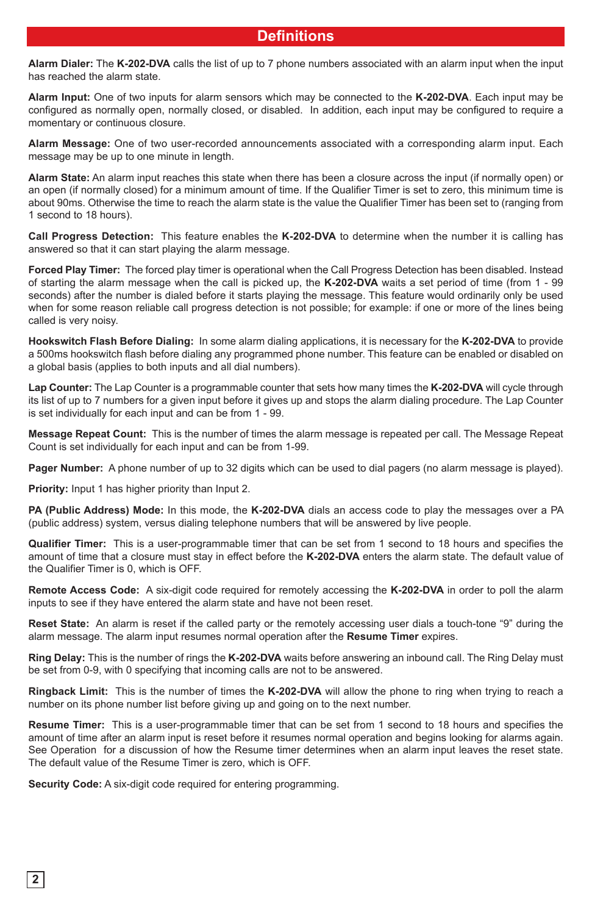# Definitions

**Alarm Dialer:** The **K-202-DVA** calls the list of up to 7 phone numbers associated with an alarm input when the input has reached the alarm state.

**Alarm Input:** One of two inputs for alarm sensors which may be connected to the **K-202-DVA**. Each input may be configured as normally open, normally closed, or disabled. In addition, each input may be configured to require a momentary or continuous closure.

**Alarm Message:** One of two user-recorded announcements associated with a corresponding alarm input. Each message may be up to one minute in length.

**Alarm State:** An alarm input reaches this state when there has been a closure across the input (if normally open) or an open (if normally closed) for a minimum amount of time. If the Qualifier Timer is set to zero, this minimum time is about 90ms. Otherwise the time to reach the alarm state is the value the Qualifier Timer has been set to (ranging from 1 second to 18 hours).

**Call Progress Detection:** This feature enables the **K-202-DVA** to determine when the number it is calling has answered so that it can start playing the alarm message.

**Forced Play Timer:** The forced play timer is operational when the Call Progress Detection has been disabled. Instead of starting the alarm message when the call is picked up, the **K-202-DVA** waits a set period of time (from 1 - 99 seconds) after the number is dialed before it starts playing the message. This feature would ordinarily only be used when for some reason reliable call progress detection is not possible; for example: if one or more of the lines being called is very noisy.

**Hookswitch Flash Before Dialing:** In some alarm dialing applications, it is necessary for the **K-202-DVA** to provide a 500ms hookswitch flash before dialing any programmed phone number. This feature can be enabled or disabled on a global basis (applies to both inputs and all dial numbers).

**Lap Counter:** The Lap Counter is a programmable counter that sets how many times the **K-202-DVA** will cycle through its list of up to 7 numbers for a given input before it gives up and stops the alarm dialing procedure. The Lap Counter is set individually for each input and can be from 1 - 99.

**Message Repeat Count:** This is the number of times the alarm message is repeated per call. The Message Repeat Count is set individually for each input and can be from 1-99.

**Pager Number:** A phone number of up to 32 digits which can be used to dial pagers (no alarm message is played).

**Priority:** Input 1 has higher priority than Input 2.

**PA (Public Address) Mode:** In this mode, the **K-202-DVA** dials an access code to play the messages over a PA (public address) system, versus dialing telephone numbers that will be answered by live people.

**Qualifier Timer:** This is a user-programmable timer that can be set from 1 second to 18 hours and specifies the amount of time that a closure must stay in effect before the **K-202-DVA** enters the alarm state. The default value of the Qualifier Timer is 0, which is OFF.

**Remote Access Code:** A six-digit code required for remotely accessing the **K-202-DVA** in order to poll the alarm inputs to see if they have entered the alarm state and have not been reset.

**Reset State:** An alarm is reset if the called party or the remotely accessing user dials a touch-tone "9" during the alarm message. The alarm input resumes normal operation after the **Resume Timer** expires.

**Ring Delay:** This is the number of rings the **K-202-DVA** waits before answering an inbound call. The Ring Delay must be set from 0-9, with 0 specifying that incoming calls are not to be answered.

**Ringback Limit:** This is the number of times the **K-202-DVA** will allow the phone to ring when trying to reach a number on its phone number list before giving up and going on to the next number.

**Resume Timer:** This is a user-programmable timer that can be set from 1 second to 18 hours and specifies the amount of time after an alarm input is reset before it resumes normal operation and begins looking for alarms again. See Operation for a discussion of how the Resume timer determines when an alarm input leaves the reset state. The default value of the Resume Timer is zero, which is OFF.

**Security Code:** A six-digit code required for entering programming.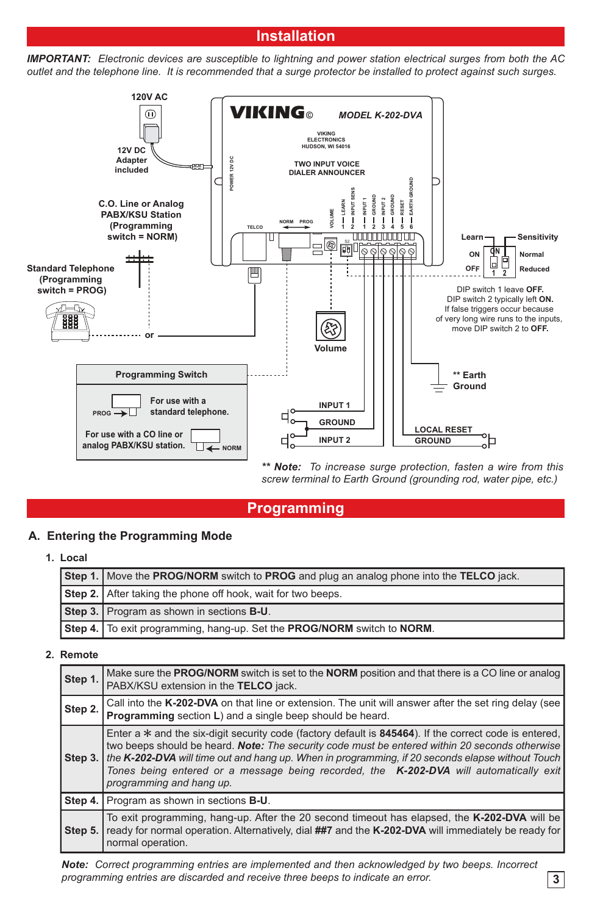# Installation

***IMPORTANT:*** *Electronic devices are susceptible to lightning and power station electrical surges from both the AC outlet and the telephone line. It is recommended that a surge protector be installed to protect against such surges.*

120V AC

12V DC Adapter included

C.O. Line or Analog PABX/KSU Station (Programming switch = NORM)

Standard Telephone (Programming switch = PROG)

or

VIKING© MODEL K-202-DVA

VIKING ELECTRONICS HUDSON, WI 54016

TWO INPUT VOICE DIALER ANNOUNCER

POWER 12V DC

TELCO

NORM PROG

VOLUME

LEARN 1, INPUT SENS 2, INPUT 1 1, GROUND 2, INPUT 2 3, GROUND 4, RESET 5, EARTH GROUND 6

S2

Learn | Sensitivity

ON | Normal

OFF | Reduced

1 2

DIP switch 1 leave **OFF.**
DIP switch 2 typically left **ON.**
If false triggers occur because of very long wire runs to the inputs, move DIP switch 2 to **OFF.**

Volume

** Earth Ground

INPUT 1

GROUND

INPUT 2

LOCAL RESET

GROUND

**Programming Switch**

PROG — For use with a standard telephone.

For use with a CO line or analog PABX/KSU station. — NORM

***\*\* Note:*** *To increase surge protection, fasten a wire from this screw terminal to Earth Ground (grounding rod, water pipe, etc.)*

# Programming

## A. Entering the Programming Mode

### 1. Local

| | |
|---|---|
| **Step 1.** | Move the **PROG/NORM** switch to **PROG** and plug an analog phone into the **TELCO** jack. |
| **Step 2.** | After taking the phone off hook, wait for two beeps. |
| **Step 3.** | Program as shown in sections **B-U**. |
| **Step 4.** | To exit programming, hang-up. Set the **PROG/NORM** switch to **NORM**. |

### 2. Remote

| | |
|---|---|
| **Step 1.** | Make sure the **PROG/NORM** switch is set to the **NORM** position and that there is a CO line or analog PABX/KSU extension in the **TELCO** jack. |
| **Step 2.** | Call into the **K-202-DVA** on that line or extension. The unit will answer after the set ring delay (see **Programming** section **L**) and a single beep should be heard. |
| **Step 3.** | Enter a ∗ and the six-digit security code (factory default is **845464**). If the correct code is entered, two beeps should be heard. ***Note:*** *The security code must be entered within 20 seconds otherwise the* ***K-202-DVA*** *will time out and hang up. When in programming, if 20 seconds elapse without Touch Tones being entered or a message being recorded, the* ***K-202-DVA*** *will automatically exit programming and hang up.* |
| **Step 4.** | Program as shown in sections **B-U**. |
| **Step 5.** | To exit programming, hang-up. After the 20 second timeout has elapsed, the **K-202-DVA** will be ready for normal operation. Alternatively, dial **##7** and the **K-202-DVA** will immediately be ready for normal operation. |

***Note:*** *Correct programming entries are implemented and then acknowledged by two beeps. Incorrect programming entries are discarded and receive three beeps to indicate an error.*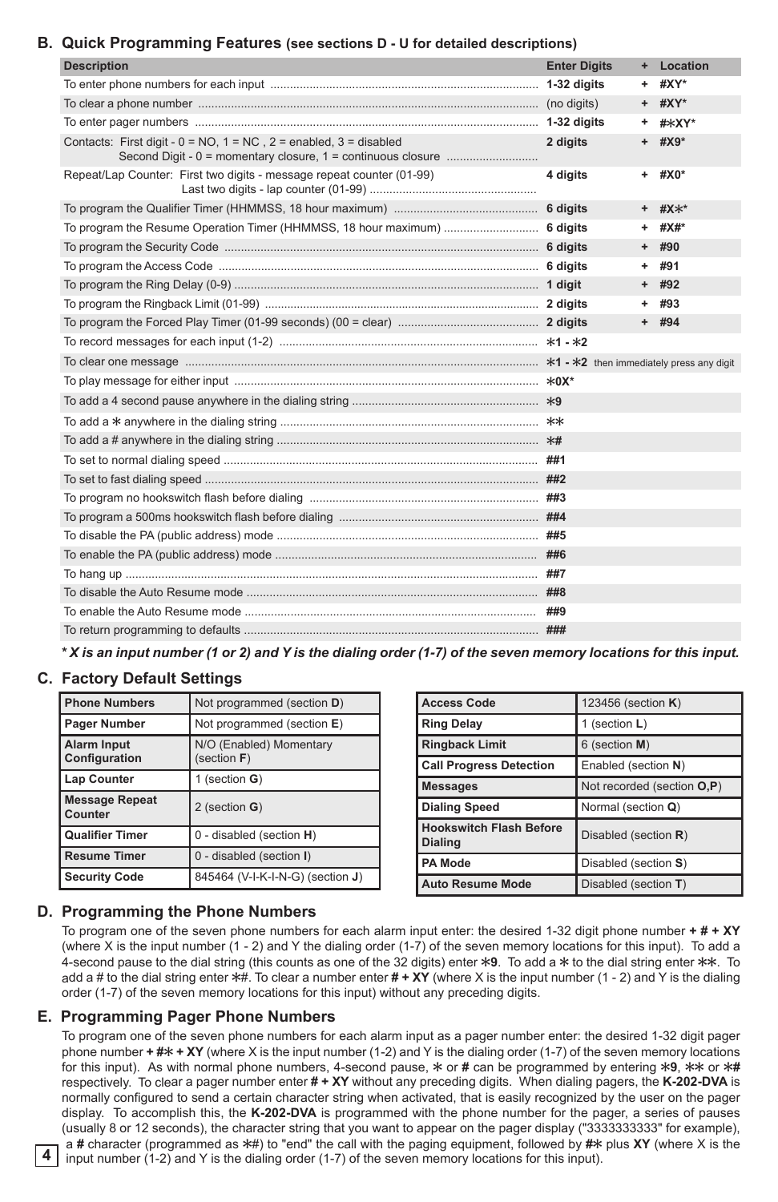## B. Quick Programming Features (see sections D - U for detailed descriptions)

| Description | Enter Digits | + | Location |
|---|---|---|---|
| To enter phone numbers for each input | 1-32 digits | + | #XY* |
| To clear a phone number | (no digits) | + | #XY* |
| To enter pager numbers | 1-32 digits | + | #∗XY* |
| Contacts: First digit - 0 = NO, 1 = NC , 2 = enabled, 3 = disabled<br>Second Digit - 0 = momentary closure, 1 = continuous closure | 2 digits | + | #X9* |
| Repeat/Lap Counter: First two digits - message repeat counter (01-99)<br>Last two digits - lap counter (01-99) | 4 digits | + | #X0* |
| To program the Qualifier Timer (HHMMSS, 18 hour maximum) | 6 digits | + | #X∗* |
| To program the Resume Operation Timer (HHMMSS, 18 hour maximum) | 6 digits | + | #X#* |
| To program the Security Code | 6 digits | + | #90 |
| To program the Access Code | 6 digits | + | #91 |
| To program the Ring Delay (0-9) | 1 digit | + | #92 |
| To program the Ringback Limit (01-99) | 2 digits | + | #93 |
| To program the Forced Play Timer (01-99 seconds) (00 = clear) | 2 digits | + | #94 |
| To record messages for each input (1-2) | ∗1 - ∗2 | | |
| To clear one message | ∗1 - ∗2 then immediately press any digit | | |
| To play message for either input | ∗0X* | | |
| To add a 4 second pause anywhere in the dialing string | ∗9 | | |
| To add a ∗ anywhere in the dialing string | ∗∗ | | |
| To add a # anywhere in the dialing string | ∗# | | |
| To set to normal dialing speed | ##1 | | |
| To set to fast dialing speed | ##2 | | |
| To program no hookswitch flash before dialing | ##3 | | |
| To program a 500ms hookswitch flash before dialing | ##4 | | |
| To disable the PA (public address) mode | ##5 | | |
| To enable the PA (public address) mode | ##6 | | |
| To hang up | ##7 | | |
| To disable the Auto Resume mode | ##8 | | |
| To enable the Auto Resume mode | ##9 | | |
| To return programming to defaults | ### | | |

***\* X is an input number (1 or 2) and Y is the dialing order (1-7) of the seven memory locations for this input.***

## C. Factory Default Settings

| Setting | Default |
|---|---|
| **Phone Numbers** | Not programmed (section **D**) |
| **Pager Number** | Not programmed (section **E**) |
| **Alarm Input Configuration** | N/O (Enabled) Momentary (section **F**) |
| **Lap Counter** | 1 (section **G**) |
| **Message Repeat Counter** | 2 (section **G**) |
| **Qualifier Timer** | 0 - disabled (section **H**) |
| **Resume Timer** | 0 - disabled (section **I**) |
| **Security Code** | 845464 (V-I-K-I-N-G) (section **J**) |

| Setting | Default |
|---|---|
| **Access Code** | 123456 (section **K**) |
| **Ring Delay** | 1 (section **L**) |
| **Ringback Limit** | 6 (section **M**) |
| **Call Progress Detection** | Enabled (section **N**) |
| **Messages** | Not recorded (section **O,P**) |
| **Dialing Speed** | Normal (section **Q**) |
| **Hookswitch Flash Before Dialing** | Disabled (section **R**) |
| **PA Mode** | Disabled (section **S**) |
| **Auto Resume Mode** | Disabled (section **T**) |

## D. Programming the Phone Numbers

To program one of the seven phone numbers for each alarm input enter: the desired 1-32 digit phone number **+ # + XY** (where X is the input number (1 - 2) and Y the dialing order (1-7) of the seven memory locations for this input). To add a 4-second pause to the dial string (this counts as one of the 32 digits) enter **∗9**. To add a ∗ to the dial string enter **∗∗**. To add a # to the dial string enter ∗#. To clear a number enter **# + XY** (where X is the input number (1 - 2) and Y is the dialing order (1-7) of the seven memory locations for this input) without any preceding digits.

## E. Programming Pager Phone Numbers

To program one of the seven phone numbers for each alarm input as a pager number enter: the desired 1-32 digit pager phone number **+ #∗ + XY** (where X is the input number (1-2) and Y is the dialing order (1-7) of the seven memory locations for this input). As with normal phone numbers, 4-second pause, ∗ or **#** can be programmed by entering **∗9**, **∗∗** or **∗#** respectively. To clear a pager number enter **# + XY** without any preceding digits. When dialing pagers, the **K-202-DVA** is normally configured to send a certain character string when activated, that is easily recognized by the user on the pager display. To accomplish this, the **K-202-DVA** is programmed with the phone number for the pager, a series of pauses (usually 8 or 12 seconds), the character string that you want to appear on the pager display ("3333333333" for example), a **#** character (programmed as **∗#**) to "end" the call with the paging equipment, followed by **#∗** plus **XY** (where X is the input number (1-2) and Y is the dialing order (1-7) of the seven memory locations for this input).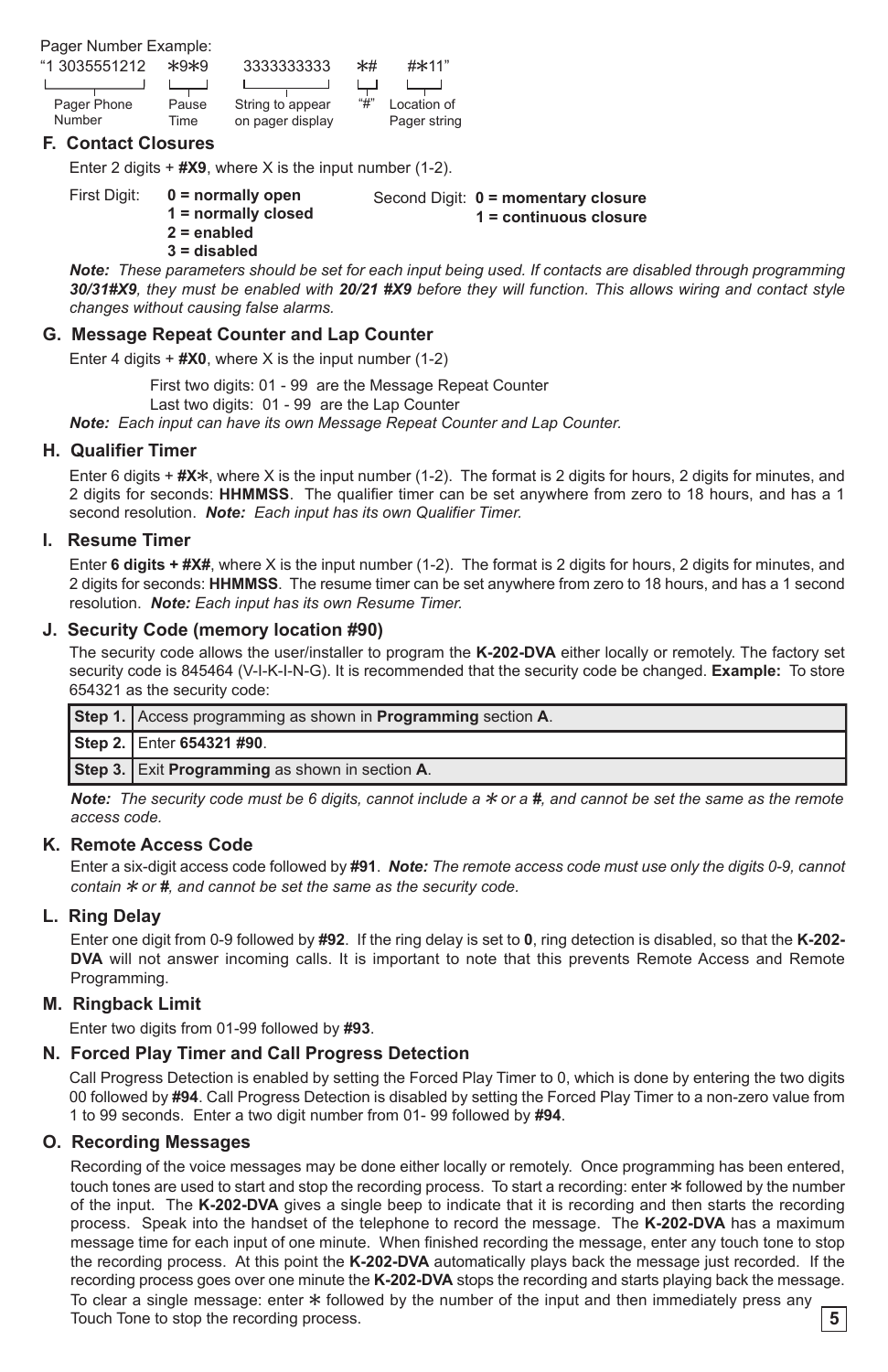Pager Number Example:

```
"1 3035551212   *9*9    3333333333        *#    #*11"
 Pager Phone    Pause   String to appear  "#"   Location of
 Number         Time    on pager display        Pager string
```

### F. Contact Closures

Enter 2 digits + **#X9**, where X is the input number (1-2).

First Digit: **0 = normally open**
**1 = normally closed**
**2 = enabled**
**3 = disabled**

Second Digit: **0 = momentary closure**
**1 = continuous closure**

***Note:*** *These parameters should be set for each input being used. If contacts are disabled through programming **30/31#X9**, they must be enabled with **20/21 #X9** before they will function. This allows wiring and contact style changes without causing false alarms.*

### G. Message Repeat Counter and Lap Counter

Enter 4 digits + **#X0**, where X is the input number (1-2)

First two digits: 01 - 99 are the Message Repeat Counter
Last two digits: 01 - 99 are the Lap Counter

***Note:*** *Each input can have its own Message Repeat Counter and Lap Counter.*

### H. Qualifier Timer

Enter 6 digits + **#X***, where X is the input number (1-2). The format is 2 digits for hours, 2 digits for minutes, and 2 digits for seconds: **HHMMSS**. The qualifier timer can be set anywhere from zero to 18 hours, and has a 1 second resolution. ***Note:*** *Each input has its own Qualifier Timer.*

### I. Resume Timer

Enter **6 digits + #X#**, where X is the input number (1-2). The format is 2 digits for hours, 2 digits for minutes, and 2 digits for seconds: **HHMMSS**. The resume timer can be set anywhere from zero to 18 hours, and has a 1 second resolution. ***Note:*** *Each input has its own Resume Timer.*

### J. Security Code (memory location #90)

The security code allows the user/installer to program the **K-202-DVA** either locally or remotely. The factory set security code is 845464 (V-I-K-I-N-G). It is recommended that the security code be changed. **Example:** To store 654321 as the security code:

| | |
|---|---|
| **Step 1.** | Access programming as shown in **Programming** section **A**. |
| **Step 2.** | Enter **654321 #90**. |
| **Step 3.** | Exit **Programming** as shown in section **A**. |

***Note:*** *The security code must be 6 digits, cannot include a * or a **#**, and cannot be set the same as the remote access code.*

### K. Remote Access Code

Enter a six-digit access code followed by **#91**. ***Note:*** *The remote access code must use only the digits 0-9, cannot contain * or **#**, and cannot be set the same as the security code.*

### L. Ring Delay

Enter one digit from 0-9 followed by **#92**. If the ring delay is set to **0**, ring detection is disabled, so that the **K-202-DVA** will not answer incoming calls. It is important to note that this prevents Remote Access and Remote Programming.

### M. Ringback Limit

Enter two digits from 01-99 followed by **#93**.

### N. Forced Play Timer and Call Progress Detection

Call Progress Detection is enabled by setting the Forced Play Timer to 0, which is done by entering the two digits 00 followed by **#94**. Call Progress Detection is disabled by setting the Forced Play Timer to a non-zero value from 1 to 99 seconds. Enter a two digit number from 01- 99 followed by **#94**.

### O. Recording Messages

Recording of the voice messages may be done either locally or remotely. Once programming has been entered, touch tones are used to start and stop the recording process. To start a recording: enter * followed by the number of the input. The **K-202-DVA** gives a single beep to indicate that it is recording and then starts the recording process. Speak into the handset of the telephone to record the message. The **K-202-DVA** has a maximum message time for each input of one minute. When finished recording the message, enter any touch tone to stop the recording process. At this point the **K-202-DVA** automatically plays back the message just recorded. If the recording process goes over one minute the **K-202-DVA** stops the recording and starts playing back the message. To clear a single message: enter * followed by the number of the input and then immediately press any Touch Tone to stop the recording process.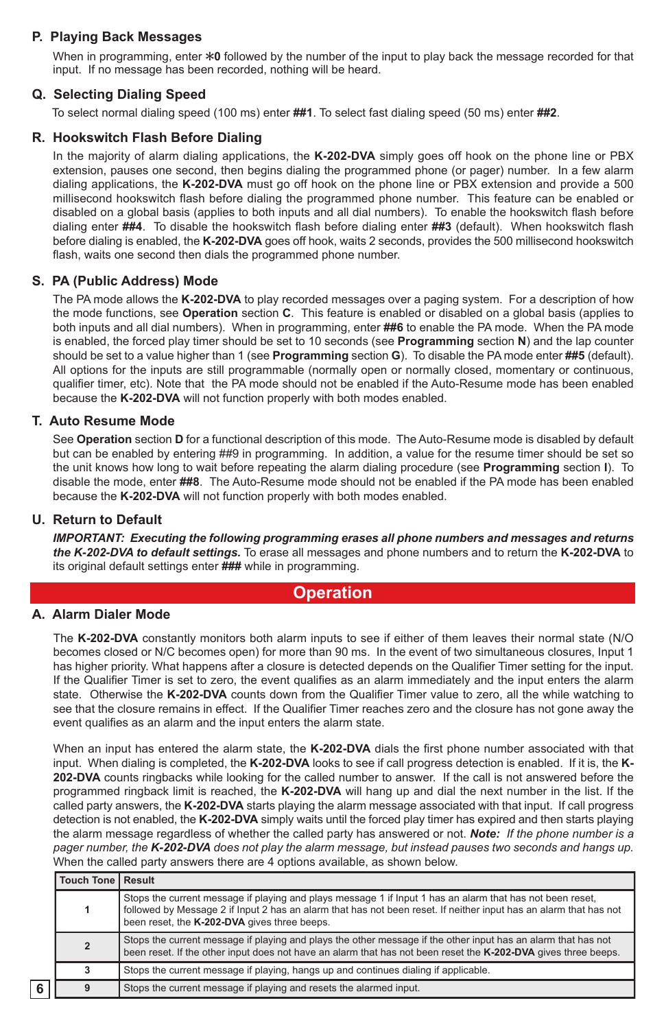### P. Playing Back Messages

When in programming, enter ✻0 followed by the number of the input to play back the message recorded for that input. If no message has been recorded, nothing will be heard.

### Q. Selecting Dialing Speed

To select normal dialing speed (100 ms) enter **##1**. To select fast dialing speed (50 ms) enter **##2**.

### R. Hookswitch Flash Before Dialing

In the majority of alarm dialing applications, the **K-202-DVA** simply goes off hook on the phone line or PBX extension, pauses one second, then begins dialing the programmed phone (or pager) number. In a few alarm dialing applications, the **K-202-DVA** must go off hook on the phone line or PBX extension and provide a 500 millisecond hookswitch flash before dialing the programmed phone number. This feature can be enabled or disabled on a global basis (applies to both inputs and all dial numbers). To enable the hookswitch flash before dialing enter **##4**. To disable the hookswitch flash before dialing enter **##3** (default). When hookswitch flash before dialing is enabled, the **K-202-DVA** goes off hook, waits 2 seconds, provides the 500 millisecond hookswitch flash, waits one second then dials the programmed phone number.

### S. PA (Public Address) Mode

The PA mode allows the **K-202-DVA** to play recorded messages over a paging system. For a description of how the mode functions, see **Operation** section **C**. This feature is enabled or disabled on a global basis (applies to both inputs and all dial numbers). When in programming, enter **##6** to enable the PA mode. When the PA mode is enabled, the forced play timer should be set to 10 seconds (see **Programming** section **N**) and the lap counter should be set to a value higher than 1 (see **Programming** section **G**). To disable the PA mode enter **##5** (default). All options for the inputs are still programmable (normally open or normally closed, momentary or continuous, qualifier timer, etc). Note that the PA mode should not be enabled if the Auto-Resume mode has been enabled because the **K-202-DVA** will not function properly with both modes enabled.

### T. Auto Resume Mode

See **Operation** section **D** for a functional description of this mode. The Auto-Resume mode is disabled by default but can be enabled by entering ##9 in programming. In addition, a value for the resume timer should be set so the unit knows how long to wait before repeating the alarm dialing procedure (see **Programming** section **I**). To disable the mode, enter **##8**. The Auto-Resume mode should not be enabled if the PA mode has been enabled because the **K-202-DVA** will not function properly with both modes enabled.

### U. Return to Default

***IMPORTANT: Executing the following programming erases all phone numbers and messages and returns the K-202-DVA to default settings.*** To erase all messages and phone numbers and to return the **K-202-DVA** to its original default settings enter **###** while in programming.

## Operation

### A. Alarm Dialer Mode

The **K-202-DVA** constantly monitors both alarm inputs to see if either of them leaves their normal state (N/O becomes closed or N/C becomes open) for more than 90 ms. In the event of two simultaneous closures, Input 1 has higher priority. What happens after a closure is detected depends on the Qualifier Timer setting for the input. If the Qualifier Timer is set to zero, the event qualifies as an alarm immediately and the input enters the alarm state. Otherwise the **K-202-DVA** counts down from the Qualifier Timer value to zero, all the while watching to see that the closure remains in effect. If the Qualifier Timer reaches zero and the closure has not gone away the event qualifies as an alarm and the input enters the alarm state.

When an input has entered the alarm state, the **K-202-DVA** dials the first phone number associated with that input. When dialing is completed, the **K-202-DVA** looks to see if call progress detection is enabled. If it is, the **K-202-DVA** counts ringbacks while looking for the called number to answer. If the call is not answered before the programmed ringback limit is reached, the **K-202-DVA** will hang up and dial the next number in the list. If the called party answers, the **K-202-DVA** starts playing the alarm message associated with that input. If call progress detection is not enabled, the **K-202-DVA** simply waits until the forced play timer has expired and then starts playing the alarm message regardless of whether the called party has answered or not. ***Note:*** *If the phone number is a pager number, the* ***K-202-DVA*** *does not play the alarm message, but instead pauses two seconds and hangs up.* When the called party answers there are 4 options available, as shown below.

| Touch Tone | Result |
|---|---|
| 1 | Stops the current message if playing and plays message 1 if Input 1 has an alarm that has not been reset, followed by Message 2 if Input 2 has an alarm that has not been reset. If neither input has an alarm that has not been reset, the **K-202-DVA** gives three beeps. |
| 2 | Stops the current message if playing and plays the other message if the other input has an alarm that has not been reset. If the other input does not have an alarm that has not been reset the **K-202-DVA** gives three beeps. |
| 3 | Stops the current message if playing, hangs up and continues dialing if applicable. |
| 9 | Stops the current message if playing and resets the alarmed input. |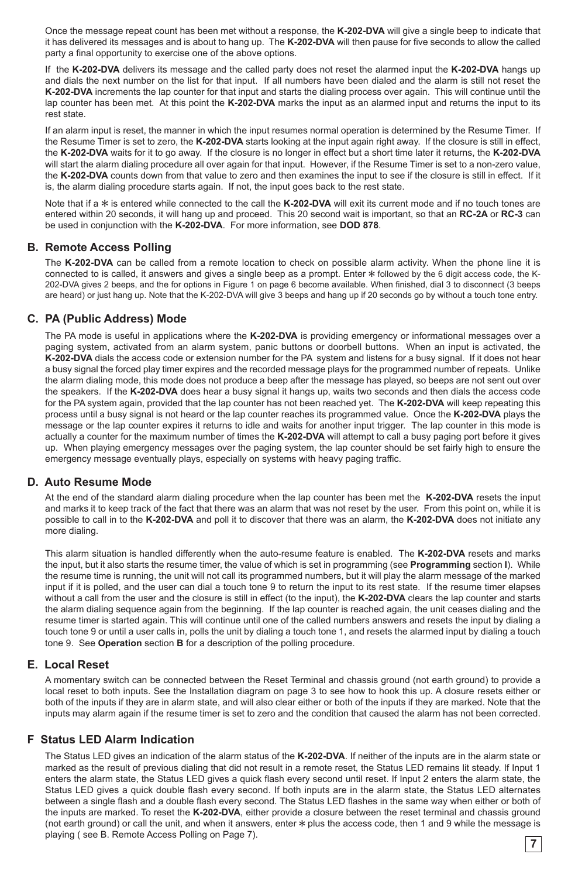Once the message repeat count has been met without a response, the **K-202-DVA** will give a single beep to indicate that it has delivered its messages and is about to hang up. The **K-202-DVA** will then pause for five seconds to allow the called party a final opportunity to exercise one of the above options.

If the **K-202-DVA** delivers its message and the called party does not reset the alarmed input the **K-202-DVA** hangs up and dials the next number on the list for that input. If all numbers have been dialed and the alarm is still not reset the **K-202-DVA** increments the lap counter for that input and starts the dialing process over again. This will continue until the lap counter has been met. At this point the **K-202-DVA** marks the input as an alarmed input and returns the input to its rest state.

If an alarm input is reset, the manner in which the input resumes normal operation is determined by the Resume Timer. If the Resume Timer is set to zero, the **K-202-DVA** starts looking at the input again right away. If the closure is still in effect, the **K-202-DVA** waits for it to go away. If the closure is no longer in effect but a short time later it returns, the **K-202-DVA** will start the alarm dialing procedure all over again for that input. However, if the Resume Timer is set to a non-zero value, the **K-202-DVA** counts down from that value to zero and then examines the input to see if the closure is still in effect. If it is, the alarm dialing procedure starts again. If not, the input goes back to the rest state.

Note that if a ∗ is entered while connected to the call the **K-202-DVA** will exit its current mode and if no touch tones are entered within 20 seconds, it will hang up and proceed. This 20 second wait is important, so that an **RC-2A** or **RC-3** can be used in conjunction with the **K-202-DVA**. For more information, see **DOD 878**.

## B. Remote Access Polling

The **K-202-DVA** can be called from a remote location to check on possible alarm activity. When the phone line it is connected to is called, it answers and gives a single beep as a prompt. Enter ∗ followed by the 6 digit access code, the K-202-DVA gives 2 beeps, and the for options in Figure 1 on page 6 become available. When finished, dial 3 to disconnect (3 beeps are heard) or just hang up. Note that the K-202-DVA will give 3 beeps and hang up if 20 seconds go by without a touch tone entry.

## C. PA (Public Address) Mode

The PA mode is useful in applications where the **K-202-DVA** is providing emergency or informational messages over a paging system, activated from an alarm system, panic buttons or doorbell buttons. When an input is activated, the **K-202-DVA** dials the access code or extension number for the PA system and listens for a busy signal. If it does not hear a busy signal the forced play timer expires and the recorded message plays for the programmed number of repeats. Unlike the alarm dialing mode, this mode does not produce a beep after the message has played, so beeps are not sent out over the speakers. If the **K-202-DVA** does hear a busy signal it hangs up, waits two seconds and then dials the access code for the PA system again, provided that the lap counter has not been reached yet. The **K-202-DVA** will keep repeating this process until a busy signal is not heard or the lap counter reaches its programmed value. Once the **K-202-DVA** plays the message or the lap counter expires it returns to idle and waits for another input trigger. The lap counter in this mode is actually a counter for the maximum number of times the **K-202-DVA** will attempt to call a busy paging port before it gives up. When playing emergency messages over the paging system, the lap counter should be set fairly high to ensure the emergency message eventually plays, especially on systems with heavy paging traffic.

## D. Auto Resume Mode

At the end of the standard alarm dialing procedure when the lap counter has been met the **K-202-DVA** resets the input and marks it to keep track of the fact that there was an alarm that was not reset by the user. From this point on, while it is possible to call in to the **K-202-DVA** and poll it to discover that there was an alarm, the **K-202-DVA** does not initiate any more dialing.

This alarm situation is handled differently when the auto-resume feature is enabled. The **K-202-DVA** resets and marks the input, but it also starts the resume timer, the value of which is set in programming (see **Programming** section **I**). While the resume time is running, the unit will not call its programmed numbers, but it will play the alarm message of the marked input if it is polled, and the user can dial a touch tone 9 to return the input to its rest state. If the resume timer elapses without a call from the user and the closure is still in effect (to the input), the **K-202-DVA** clears the lap counter and starts the alarm dialing sequence again from the beginning. If the lap counter is reached again, the unit ceases dialing and the resume timer is started again. This will continue until one of the called numbers answers and resets the input by dialing a touch tone 9 or until a user calls in, polls the unit by dialing a touch tone 1, and resets the alarmed input by dialing a touch tone 9. See **Operation** section **B** for a description of the polling procedure.

## E. Local Reset

A momentary switch can be connected between the Reset Terminal and chassis ground (not earth ground) to provide a local reset to both inputs. See the Installation diagram on page 3 to see how to hook this up. A closure resets either or both of the inputs if they are in alarm state, and will also clear either or both of the inputs if they are marked. Note that the inputs may alarm again if the resume timer is set to zero and the condition that caused the alarm has not been corrected.

## F Status LED Alarm Indication

The Status LED gives an indication of the alarm status of the **K-202-DVA**. If neither of the inputs are in the alarm state or marked as the result of previous dialing that did not result in a remote reset, the Status LED remains lit steady. If Input 1 enters the alarm state, the Status LED gives a quick flash every second until reset. If Input 2 enters the alarm state, the Status LED gives a quick double flash every second. If both inputs are in the alarm state, the Status LED alternates between a single flash and a double flash every second. The Status LED flashes in the same way when either or both of the inputs are marked. To reset the **K-202-DVA**, either provide a closure between the reset terminal and chassis ground (not earth ground) or call the unit, and when it answers, enter ∗ plus the access code, then 1 and 9 while the message is playing ( see B. Remote Access Polling on Page 7).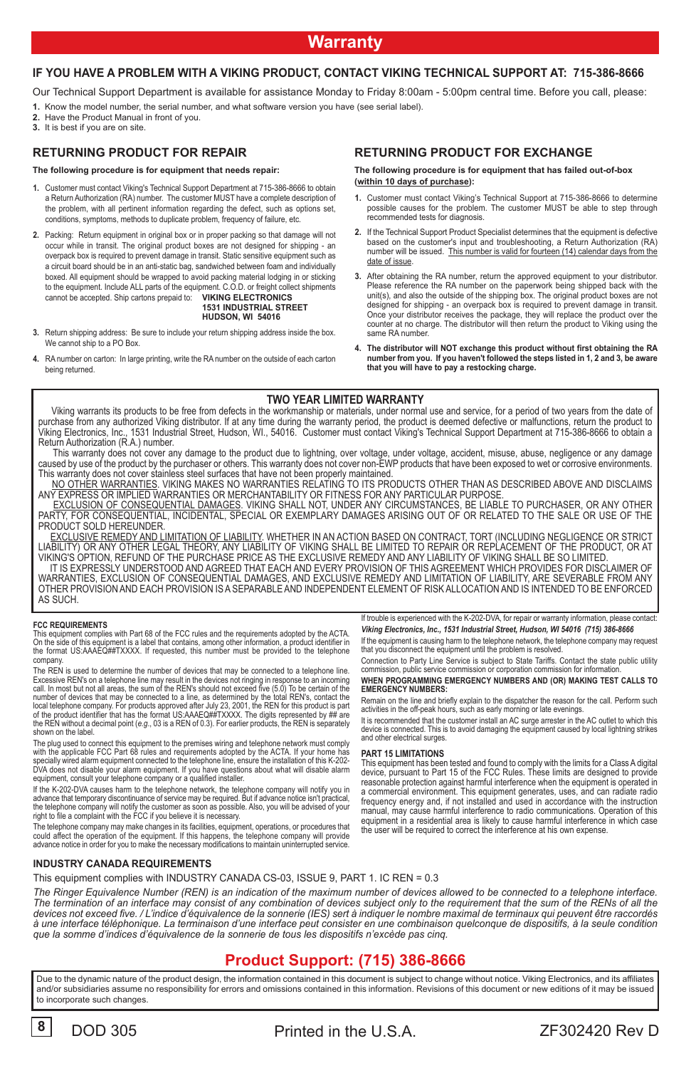# Warranty

## IF YOU HAVE A PROBLEM WITH A VIKING PRODUCT, CONTACT VIKING TECHNICAL SUPPORT AT: 715-386-8666

Our Technical Support Department is available for assistance Monday to Friday 8:00am - 5:00pm central time. Before you call, please:

1. Know the model number, the serial number, and what software version you have (see serial label).
2. Have the Product Manual in front of you.
3. It is best if you are on site.

### RETURNING PRODUCT FOR REPAIR

**The following procedure is for equipment that needs repair:**

1. Customer must contact Viking's Technical Support Department at 715-386-8666 to obtain a Return Authorization (RA) number. The customer MUST have a complete description of the problem, with all pertinent information regarding the defect, such as options set, conditions, symptoms, methods to duplicate problem, frequency of failure, etc.
2. Packing: Return equipment in original box or in proper packing so that damage will not occur while in transit. The original product boxes are not designed for shipping - an overpack box is required to prevent damage in transit. Static sensitive equipment such as a circuit board should be in an anti-static bag, sandwiched between foam and individually boxed. All equipment should be wrapped to avoid packing material lodging in or sticking to the equipment. Include ALL parts of the equipment. C.O.D. or freight collect shipments cannot be accepted. Ship cartons prepaid to: **VIKING ELECTRONICS 1531 INDUSTRIAL STREET HUDSON, WI 54016**
3. Return shipping address: Be sure to include your return shipping address inside the box. We cannot ship to a PO Box.
4. RA number on carton: In large printing, write the RA number on the outside of each carton being returned.

### RETURNING PRODUCT FOR EXCHANGE

**The following procedure is for equipment that has failed out-of-box (<u>within 10 days of purchase</u>):**

1. Customer must contact Viking's Technical Support at 715-386-8666 to determine possible causes for the problem. The customer MUST be able to step through recommended tests for diagnosis.
2. If the Technical Support Product Specialist determines that the equipment is defective based on the customer's input and troubleshooting, a Return Authorization (RA) number will be issued. <u>This number is valid for fourteen (14) calendar days from the date of issue</u>.
3. After obtaining the RA number, return the approved equipment to your distributor. Please reference the RA number on the paperwork being shipped back with the unit(s), and also the outside of the shipping box. The original product boxes are not designed for shipping - an overpack box is required to prevent damage in transit. Once your distributor receives the package, they will replace the product over the counter at no charge. The distributor will then return the product to Viking using the same RA number.
4. **The distributor will NOT exchange this product without first obtaining the RA number from you. If you haven't followed the steps listed in 1, 2 and 3, be aware that you will have to pay a restocking charge.**

### TWO YEAR LIMITED WARRANTY

Viking warrants its products to be free from defects in the workmanship or materials, under normal use and service, for a period of two years from the date of purchase from any authorized Viking distributor. If at any time during the warranty period, the product is deemed defective or malfunctions, return the product to Viking Electronics, Inc., 1531 Industrial Street, Hudson, WI., 54016. Customer must contact Viking's Technical Support Department at 715-386-8666 to obtain a Return Authorization (R.A.) number.

This warranty does not cover any damage to the product due to lightning, over voltage, under voltage, accident, misuse, abuse, negligence or any damage caused by use of the product by the purchaser or others. This warranty does not cover non-EWP products that have been exposed to wet or corrosive environments. This warranty does not cover stainless steel surfaces that have not been properly maintained.

<u>NO OTHER WARRANTIES</u>. VIKING MAKES NO WARRANTIES RELATING TO ITS PRODUCTS OTHER THAN AS DESCRIBED ABOVE AND DISCLAIMS ANY EXPRESS OR IMPLIED WARRANTIES OR MERCHANTABILITY OR FITNESS FOR ANY PARTICULAR PURPOSE.

<u>EXCLUSION OF CONSEQUENTIAL DAMAGES</u>. VIKING SHALL NOT, UNDER ANY CIRCUMSTANCES, BE LIABLE TO PURCHASER, OR ANY OTHER PARTY, FOR CONSEQUENTIAL, INCIDENTAL, SPECIAL OR EXEMPLARY DAMAGES ARISING OUT OF OR RELATED TO THE SALE OR USE OF THE PRODUCT SOLD HEREUNDER.

<u>EXCLUSIVE REMEDY AND LIMITATION OF LIABILITY</u>. WHETHER IN AN ACTION BASED ON CONTRACT, TORT (INCLUDING NEGLIGENCE OR STRICT LIABILITY) OR ANY OTHER LEGAL THEORY, ANY LIABILITY OF VIKING SHALL BE LIMITED TO REPAIR OR REPLACEMENT OF THE PRODUCT, OR AT VIKING'S OPTION, REFUND OF THE PURCHASE PRICE AS THE EXCLUSIVE REMEDY AND ANY LIABILITY OF VIKING SHALL BE SO LIMITED.

IT IS EXPRESSLY UNDERSTOOD AND AGREED THAT EACH AND EVERY PROVISION OF THIS AGREEMENT WHICH PROVIDES FOR DISCLAIMER OF WARRANTIES, EXCLUSION OF CONSEQUENTIAL DAMAGES, AND EXCLUSIVE REMEDY AND LIMITATION OF LIABILITY, ARE SEVERABLE FROM ANY OTHER PROVISION AND EACH PROVISION IS A SEPARABLE AND INDEPENDENT ELEMENT OF RISK ALLOCATION AND IS INTENDED TO BE ENFORCED AS SUCH.

#### FCC REQUIREMENTS

This equipment complies with Part 68 of the FCC rules and the requirements adopted by the ACTA. On the side of this equipment is a label that contains, among other information, a product identifier in the format US:AAAEQ##TXXXX. If requested, this number must be provided to the telephone company.

The REN is used to determine the number of devices that may be connected to a telephone line. Excessive REN's on a telephone line may result in the devices not ringing in response to an incoming call. In most but not all areas, the sum of the REN's should not exceed five (5.0) To be certain of the number of devices that may be connected to a line, as determined by the total REN's, contact the local telephone company. For products approved after July 23, 2001, the REN for this product is part of the product identifier that has the format US:AAAEQ##TXXXX. The digits represented by ## are the REN without a decimal point (*e.g.*, 03 is a REN of 0.3). For earlier products, the REN is separately shown on the label.

The plug used to connect this equipment to the premises wiring and telephone network must comply with the applicable FCC Part 68 rules and requirements adopted by the ACTA. If your home has specially wired alarm equipment connected to the telephone line, ensure the installation of this K-202-DVA does not disable your alarm equipment. If you have questions about what will disable alarm equipment, consult your telephone company or a qualified installer.

If the K-202-DVA causes harm to the telephone network, the telephone company will notify you in advance that temporary discontinuance of service may be required. But if advance notice isn't practical, the telephone company will notify the customer as soon as possible. Also, you will be advised of your right to file a complaint with the FCC if you believe it is necessary.

The telephone company may make changes in its facilities, equipment, operations, or procedures that could affect the operation of the equipment. If this happens, the telephone company will provide advance notice in order for you to make the necessary modifications to maintain uninterrupted service.

If trouble is experienced with the K-202-DVA, for repair or warranty information, please contact: ***Viking Electronics, Inc., 1531 Industrial Street, Hudson, WI 54016 (715) 386-8666***

If the equipment is causing harm to the telephone network, the telephone company may request that you disconnect the equipment until the problem is resolved.

Connection to Party Line Service is subject to State Tariffs. Contact the state public utility commission, public service commission or corporation commission for information.

**WHEN PROGRAMMING EMERGENCY NUMBERS AND (OR) MAKING TEST CALLS TO EMERGENCY NUMBERS:**

Remain on the line and briefly explain to the dispatcher the reason for the call. Perform such activities in the off-peak hours, such as early morning or late evenings.

It is recommended that the customer install an AC surge arrester in the AC outlet to which this device is connected. This is to avoid damaging the equipment caused by local lightning strikes and other electrical surges.

#### PART 15 LIMITATIONS

This equipment has been tested and found to comply with the limits for a Class A digital device, pursuant to Part 15 of the FCC Rules. These limits are designed to provide reasonable protection against harmful interference when the equipment is operated in a commercial environment. This equipment generates, uses, and can radiate radio frequency energy and, if not installed and used in accordance with the instruction manual, may cause harmful interference to radio communications. Operation of this equipment in a residential area is likely to cause harmful interference in which case the user will be required to correct the interference at his own expense.

#### INDUSTRY CANADA REQUIREMENTS

This equipment complies with INDUSTRY CANADA CS-03, ISSUE 9, PART 1. IC REN = 0.3

*The Ringer Equivalence Number (REN) is an indication of the maximum number of devices allowed to be connected to a telephone interface. The termination of an interface may consist of any combination of devices subject only to the requirement that the sum of the RENs of all the devices not exceed five. / L'indice d'équivalence de la sonnerie (IES) sert à indiquer le nombre maximal de terminaux qui peuvent être raccordés à une interface téléphonique. La terminaison d'une interface peut consister en une combinaison quelconque de dispositifs, à la seule condition que la somme d'indices d'équivalence de la sonnerie de tous les dispositifs n'excède pas cinq.*

## Product Support: (715) 386-8666

Due to the dynamic nature of the product design, the information contained in this document is subject to change without notice. Viking Electronics, and its affiliates and/or subsidiaries assume no responsibility for errors and omissions contained in this information. Revisions of this document or new editions of it may be issued to incorporate such changes.

DOD 305 Printed in the U.S.A. ZF302420 Rev D